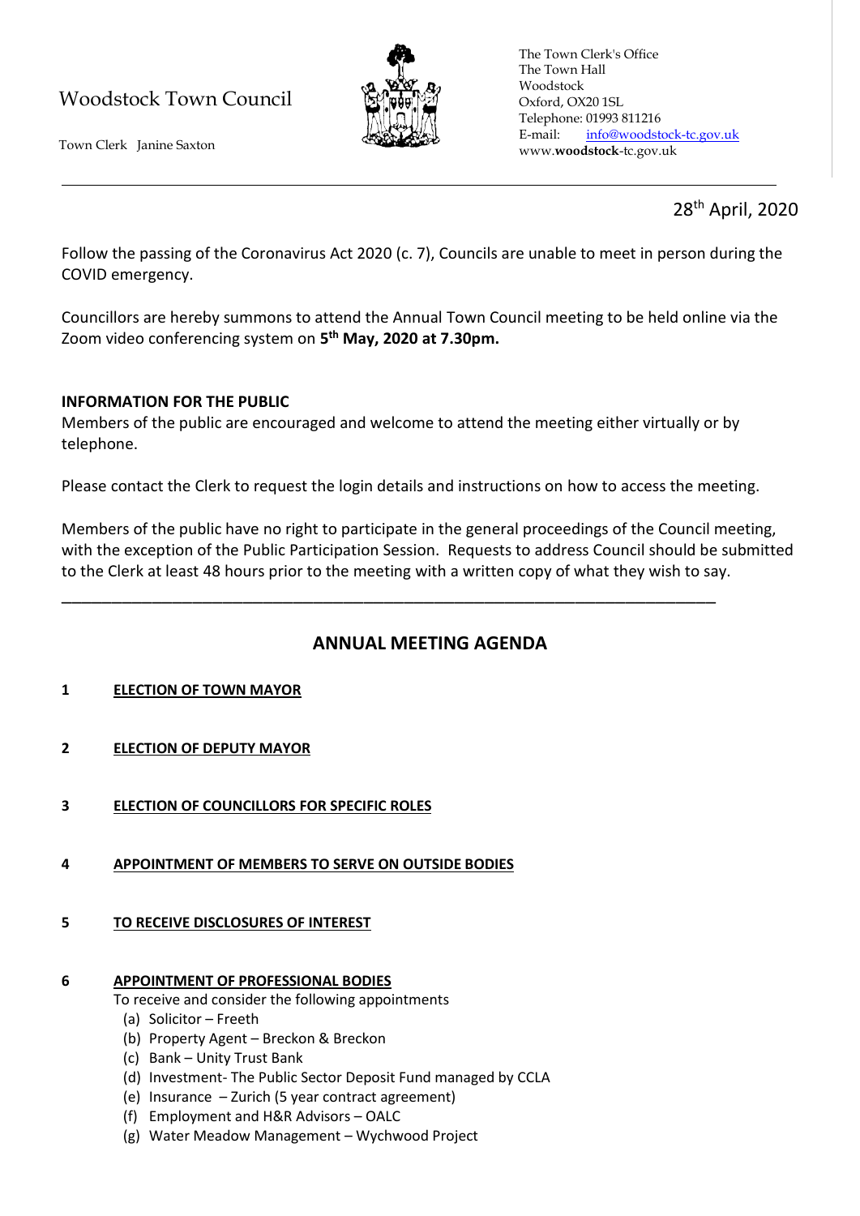Woodstock Town Council

Town Clerk Janine Saxton

The Town Clerk's Office
The Town Hall
Woodstock
Oxford, OX20 1SL
Telephone: 01993 811216
E-mail: info@woodstock-tc.gov.uk
www.woodstock-tc.gov.uk

28th April, 2020

Follow the passing of the Coronavirus Act 2020 (c. 7), Councils are unable to meet in person during the COVID emergency.

Councillors are hereby summons to attend the Annual Town Council meeting to be held online via the Zoom video conferencing system on **5th May, 2020 at 7.30pm.**

**INFORMATION FOR THE PUBLIC**

Members of the public are encouraged and welcome to attend the meeting either virtually or by telephone.

Please contact the Clerk to request the login details and instructions on how to access the meeting.

Members of the public have no right to participate in the general proceedings of the Council meeting, with the exception of the Public Participation Session. Requests to address Council should be submitted to the Clerk at least 48 hours prior to the meeting with a written copy of what they wish to say.

---

## ANNUAL MEETING AGENDA

**1 ELECTION OF TOWN MAYOR**

**2 ELECTION OF DEPUTY MAYOR**

**3 ELECTION OF COUNCILLORS FOR SPECIFIC ROLES**

**4 APPOINTMENT OF MEMBERS TO SERVE ON OUTSIDE BODIES**

**5 TO RECEIVE DISCLOSURES OF INTEREST**

**6 APPOINTMENT OF PROFESSIONAL BODIES**

To receive and consider the following appointments

(a) Solicitor – Freeth
(b) Property Agent – Breckon & Breckon
(c) Bank – Unity Trust Bank
(d) Investment- The Public Sector Deposit Fund managed by CCLA
(e) Insurance – Zurich (5 year contract agreement)
(f) Employment and H&R Advisors – OALC
(g) Water Meadow Management – Wychwood Project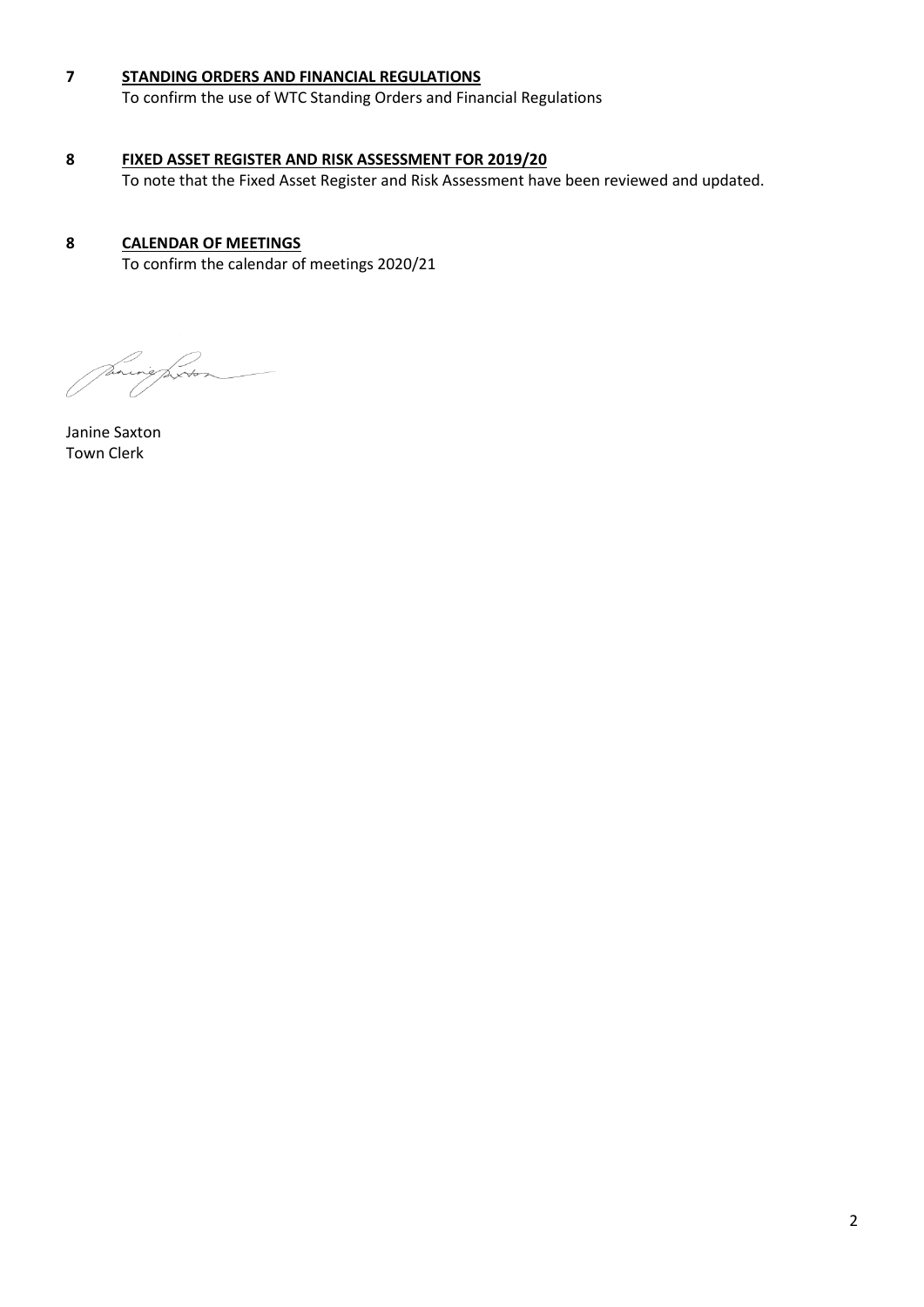**7 STANDING ORDERS AND FINANCIAL REGULATIONS**

To confirm the use of WTC Standing Orders and Financial Regulations

**8 FIXED ASSET REGISTER AND RISK ASSESSMENT FOR 2019/20**

To note that the Fixed Asset Register and Risk Assessment have been reviewed and updated.

**8 CALENDAR OF MEETINGS**

To confirm the calendar of meetings 2020/21

Janine Saxton
Town Clerk